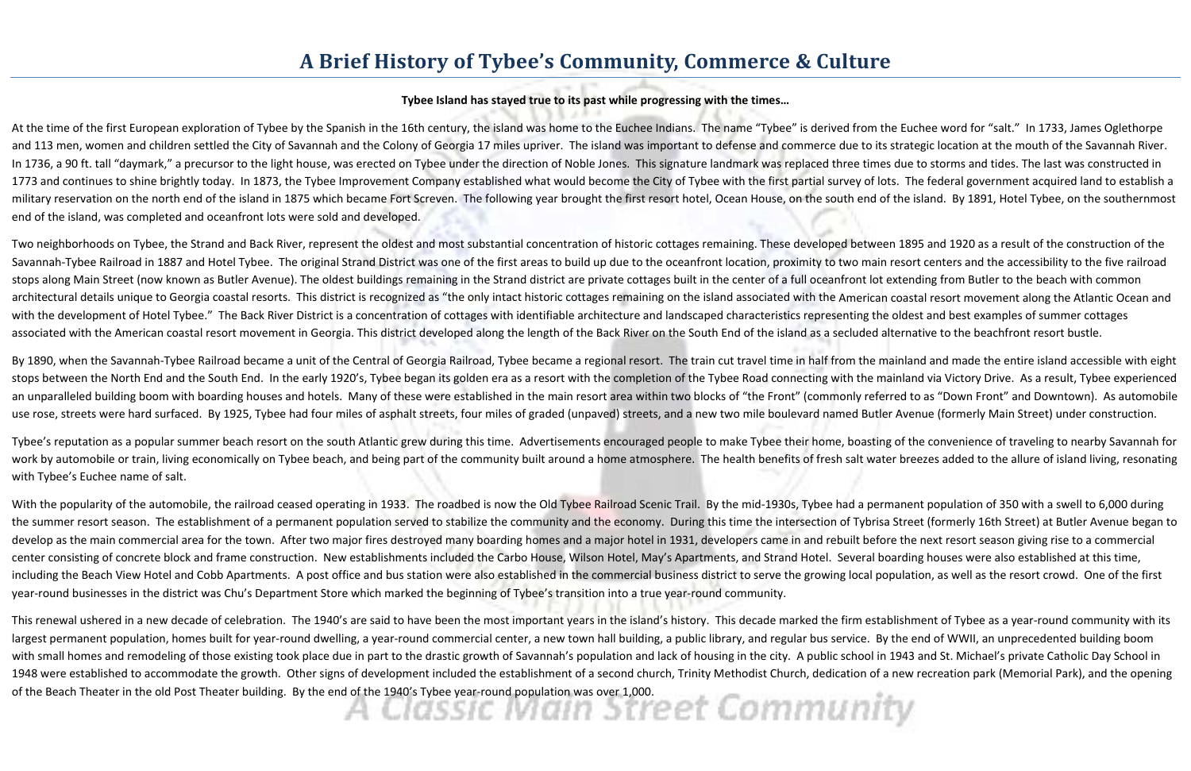# A Brief History of Tybee's Community, Commerce & Culture

**Tybee Island has stayed true to its past while progressing with the times…**

At the time of the first European exploration of Tybee by the Spanish in the 16th century, the island was home to the Euchee Indians. The name "Tybee" is derived from the Euchee word for "salt." In 1733, James Oglethorpe and 113 men, women and children settled the City of Savannah and the Colony of Georgia 17 miles upriver. The island was important to defense and commerce due to its strategic location at the mouth of the Savannah River. In 1736, a 90 ft. tall "daymark," a precursor to the light house, was erected on Tybee under the direction of Noble Jones. This signature landmark was replaced three times due to storms and tides. The last was constructed in 1773 and continues to shine brightly today. In 1873, the Tybee Improvement Company established what would become the City of Tybee with the first partial survey of lots. The federal government acquired land to establish a military reservation on the north end of the island in 1875 which became Fort Screven. The following year brought the first resort hotel, Ocean House, on the south end of the island. By 1891, Hotel Tybee, on the southernmost end of the island, was completed and oceanfront lots were sold and developed.

Two neighborhoods on Tybee, the Strand and Back River, represent the oldest and most substantial concentration of historic cottages remaining. These developed between 1895 and 1920 as a result of the construction of the Savannah-Tybee Railroad in 1887 and Hotel Tybee. The original Strand District was one of the first areas to build up due to the oceanfront location, proximity to two main resort centers and the accessibility to the five railroad stops along Main Street (now known as Butler Avenue). The oldest buildings remaining in the Strand district are private cottages built in the center of a full oceanfront lot extending from Butler to the beach with common architectural details unique to Georgia coastal resorts. This district is recognized as "the only intact historic cottages remaining on the island associated with the American coastal resort movement along the Atlantic Ocean and with the development of Hotel Tybee." The Back River District is a concentration of cottages with identifiable architecture and landscaped characteristics representing the oldest and best examples of summer cottages associated with the American coastal resort movement in Georgia. This district developed along the length of the Back River on the South End of the island as a secluded alternative to the beachfront resort bustle.

By 1890, when the Savannah-Tybee Railroad became a unit of the Central of Georgia Railroad, Tybee became a regional resort. The train cut travel time in half from the mainland and made the entire island accessible with eight stops between the North End and the South End. In the early 1920's, Tybee began its golden era as a resort with the completion of the Tybee Road connecting with the mainland via Victory Drive. As a result, Tybee experienced an unparalleled building boom with boarding houses and hotels. Many of these were established in the main resort area within two blocks of "the Front" (commonly referred to as "Down Front" and Downtown). As automobile use rose, streets were hard surfaced. By 1925, Tybee had four miles of asphalt streets, four miles of graded (unpaved) streets, and a new two mile boulevard named Butler Avenue (formerly Main Street) under construction.

Tybee's reputation as a popular summer beach resort on the south Atlantic grew during this time. Advertisements encouraged people to make Tybee their home, boasting of the convenience of traveling to nearby Savannah for work by automobile or train, living economically on Tybee beach, and being part of the community built around a home atmosphere. The health benefits of fresh salt water breezes added to the allure of island living, resonating with Tybee's Euchee name of salt.

With the popularity of the automobile, the railroad ceased operating in 1933. The roadbed is now the Old Tybee Railroad Scenic Trail. By the mid-1930s, Tybee had a permanent population of 350 with a swell to 6,000 during the summer resort season. The establishment of a permanent population served to stabilize the community and the economy. During this time the intersection of Tybrisa Street (formerly 16th Street) at Butler Avenue began to develop as the main commercial area for the town. After two major fires destroyed many boarding homes and a major hotel in 1931, developers came in and rebuilt before the next resort season giving rise to a commercial center consisting of concrete block and frame construction. New establishments included the Carbo House, Wilson Hotel, May's Apartments, and Strand Hotel. Several boarding houses were also established at this time, including the Beach View Hotel and Cobb Apartments. A post office and bus station were also established in the commercial business district to serve the growing local population, as well as the resort crowd. One of the first year-round businesses in the district was Chu's Department Store which marked the beginning of Tybee's transition into a true year-round community.

This renewal ushered in a new decade of celebration. The 1940's are said to have been the most important years in the island's history. This decade marked the firm establishment of Tybee as a year-round community with its largest permanent population, homes built for year-round dwelling, a year-round commercial center, a new town hall building, a public library, and regular bus service. By the end of WWII, an unprecedented building boom with small homes and remodeling of those existing took place due in part to the drastic growth of Savannah's population and lack of housing in the city. A public school in 1943 and St. Michael's private Catholic Day School in 1948 were established to accommodate the growth. Other signs of development included the establishment of a second church, Trinity Methodist Church, dedication of a new recreation park (Memorial Park), and the opening of the Beach Theater in the old Post Theater building. By the end of the 1940's Tybee year-round population was over 1,000.

*A Classic Main Street Community*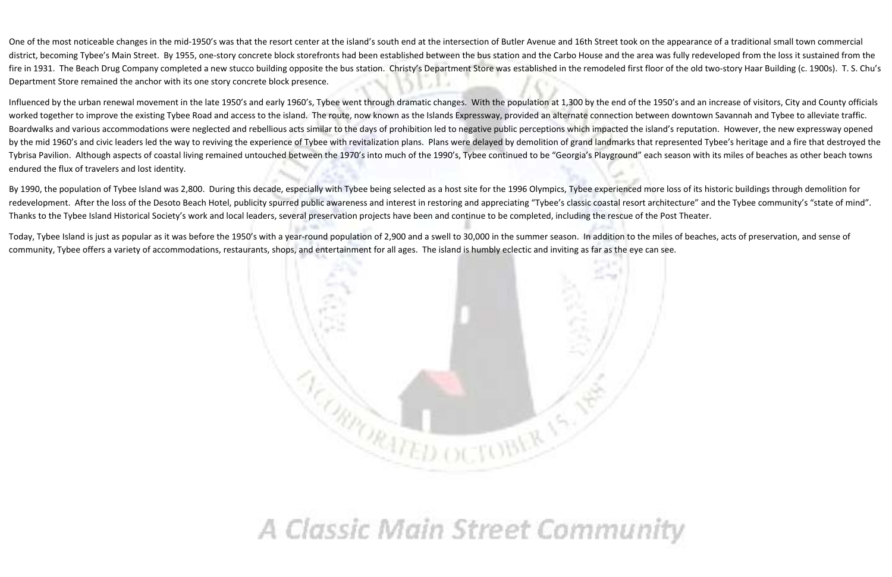One of the most noticeable changes in the mid-1950's was that the resort center at the island's south end at the intersection of Butler Avenue and 16th Street took on the appearance of a traditional small town commercial district, becoming Tybee's Main Street. By 1955, one-story concrete block storefronts had been established between the bus station and the Carbo House and the area was fully redeveloped from the loss it sustained from the fire in 1931. The Beach Drug Company completed a new stucco building opposite the bus station. Christy's Department Store was established in the remodeled first floor of the old two-story Haar Building (c. 1900s). T. S. Chu's Department Store remained the anchor with its one story concrete block presence.

Influenced by the urban renewal movement in the late 1950's and early 1960's, Tybee went through dramatic changes. With the population at 1,300 by the end of the 1950's and an increase of visitors, City and County officials worked together to improve the existing Tybee Road and access to the island. The route, now known as the Islands Expressway, provided an alternate connection between downtown Savannah and Tybee to alleviate traffic. Boardwalks and various accommodations were neglected and rebellious acts similar to the days of prohibition led to negative public perceptions which impacted the island's reputation. However, the new expressway opened by the mid 1960's and civic leaders led the way to reviving the experience of Tybee with revitalization plans. Plans were delayed by demolition of grand landmarks that represented Tybee's heritage and a fire that destroyed the Tybrisa Pavilion. Although aspects of coastal living remained untouched between the 1970's into much of the 1990's, Tybee continued to be "Georgia's Playground" each season with its miles of beaches as other beach towns endured the flux of travelers and lost identity.

By 1990, the population of Tybee Island was 2,800. During this decade, especially with Tybee being selected as a host site for the 1996 Olympics, Tybee experienced more loss of its historic buildings through demolition for redevelopment. After the loss of the Desoto Beach Hotel, publicity spurred public awareness and interest in restoring and appreciating "Tybee's classic coastal resort architecture" and the Tybee community's "state of mind". Thanks to the Tybee Island Historical Society's work and local leaders, several preservation projects have been and continue to be completed, including the rescue of the Post Theater.

Today, Tybee Island is just as popular as it was before the 1950's with a year-round population of 2,900 and a swell to 30,000 in the summer season. In addition to the miles of beaches, acts of preservation, and sense of community, Tybee offers a variety of accommodations, restaurants, shops, and entertainment for all ages. The island is humbly eclectic and inviting as far as the eye can see.

A Classic Main Street Community